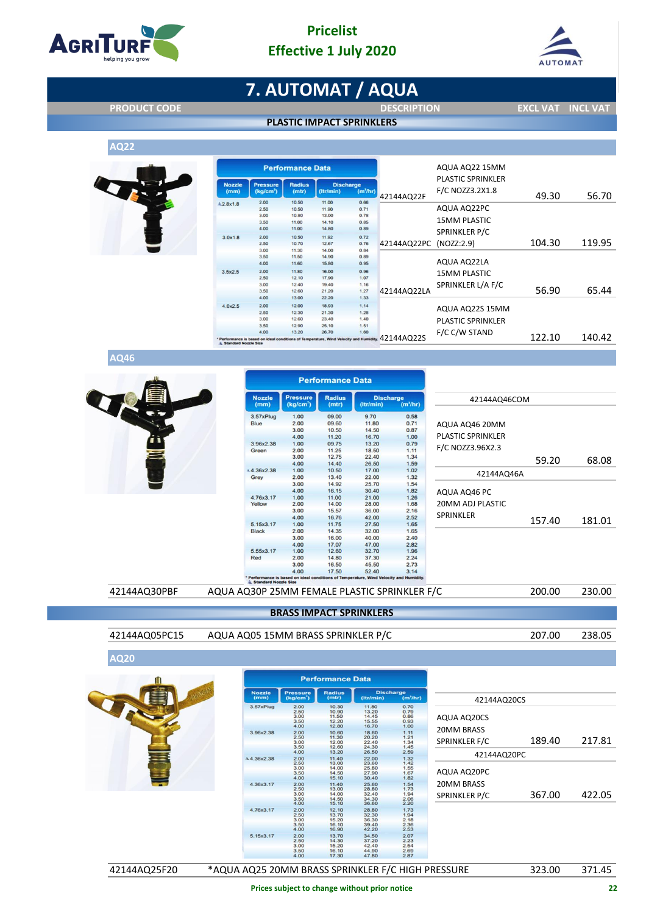Pricelist
Effective 1 July 2020

# 7. AUTOMAT / AQUA

| PRODUCT CODE | DESCRIPTION | EXCL VAT | INCL VAT |
|---|---|---|---|

## PLASTIC IMPACT SPRINKLERS

### AQ22

**Performance Data**

| Nozzle (mm) | Pressure (kg/cm²) | Radius (mtr) | Discharge (ltr/min) | (m³/hr) |
|---|---|---|---|---|
| 2.8x1.8 | 2.00 | 10.50 | 11.00 | 0.66 |
| | 2.50 | 10.50 | 11.90 | 0.71 |
| | 3.00 | 10.80 | 13.00 | 0.78 |
| | 3.50 | 11.00 | 14.10 | 0.85 |
| | 4.00 | 11.00 | 14.80 | 0.89 |
| 3.0x1.8 | 2.00 | 10.50 | 11.92 | 0.72 |
| | 2.50 | 10.70 | 12.67 | 0.76 |
| | 3.00 | 11.30 | 14.00 | 0.84 |
| | 3.50 | 11.50 | 14.90 | 0.89 |
| | 4.00 | 11.60 | 15.80 | 0.95 |
| 3.5x2.5 | 2.00 | 11.80 | 16.00 | 0.96 |
| | 2.50 | 12.10 | 17.90 | 1.07 |
| | 3.00 | 12.40 | 19.40 | 1.16 |
| | 3.50 | 12.60 | 21.20 | 1.27 |
| | 4.00 | 13.00 | 22.20 | 1.33 |
| 4.0x2.5 | 2.00 | 12.00 | 18.93 | 1.14 |
| | 2.50 | 12.30 | 21.30 | 1.28 |
| | 3.00 | 12.60 | 23.40 | 1.40 |
| | 3.50 | 12.90 | 25.10 | 1.51 |
| | 4.00 | 13.20 | 26.70 | 1.60 |

* Performance is based on ideal conditions of Temperature, Wind Velocity and Humidity
Standard Nozzle Size

| PRODUCT CODE | DESCRIPTION | EXCL VAT | INCL VAT |
|---|---|---|---|
| 42144AQ22F | AQUA AQ22 15MM PLASTIC SPRINKLER F/C NOZZ3.2X1.8 | 49.30 | 56.70 |
| 42144AQ22PC | AQUA AQ22PC 15MM PLASTIC SPRINKLER P/C (NOZZ:2.9) | 104.30 | 119.95 |
| 42144AQ22LA | AQUA AQ22LA 15MM PLASTIC SPRINKLER L/A F/C | 56.90 | 65.44 |
| 42144AQ22S | AQUA AQ22S 15MM PLASTIC SPRINKLER F/C C/W STAND | 122.10 | 140.42 |

### AQ46

**Performance Data**

| Nozzle (mm) | Pressure (kg/cm²) | Radius (mtr) | Discharge (ltr/min) | (m³/hr) |
|---|---|---|---|---|
| 3.57xPlug Blue | 1.00 | 09.00 | 9.70 | 0.58 |
| | 2.00 | 09.60 | 11.80 | 0.71 |
| | 3.00 | 10.50 | 14.50 | 0.87 |
| | 4.00 | 11.20 | 16.70 | 1.00 |
| 3.96x2.38 Green | 1.00 | 09.75 | 13.20 | 0.79 |
| | 2.00 | 11.25 | 18.50 | 1.11 |
| | 3.00 | 12.75 | 22.40 | 1.34 |
| | 4.00 | 14.40 | 26.50 | 1.59 |
| 4.36x2.38 Grey | 1.00 | 10.50 | 17.00 | 1.02 |
| | 2.00 | 13.40 | 22.00 | 1.32 |
| | 3.00 | 14.92 | 25.70 | 1.54 |
| | 4.00 | 16.15 | 30.40 | 1.82 |
| 4.76x3.17 Yellow | 1.00 | 11.00 | 21.00 | 1.26 |
| | 2.00 | 14.00 | 28.00 | 1.68 |
| | 3.00 | 15.57 | 36.00 | 2.16 |
| | 4.00 | 16.76 | 42.00 | 2.52 |
| 5.15x3.17 Black | 1.00 | 11.75 | 27.50 | 1.65 |
| | 2.00 | 14.35 | 32.00 | 1.65 |
| | 3.00 | 16.00 | 40.00 | 2.40 |
| | 4.00 | 17.07 | 47.00 | 2.82 |
| 5.55x3.17 Red | 1.00 | 12.60 | 32.70 | 1.96 |
| | 2.00 | 14.80 | 37.30 | 2.24 |
| | 3.00 | 16.50 | 45.50 | 2.73 |
| | 4.00 | 17.50 | 52.40 | 3.14 |

* Performance is based on ideal conditions of Temperature, Wind Velocity and Humidity.
Standard Nozzle Size

| PRODUCT CODE | DESCRIPTION | EXCL VAT | INCL VAT |
|---|---|---|---|
| 42144AQ46COM | AQUA AQ46 20MM PLASTIC SPRINKLER F/C NOZZ3.96X2.3 | 59.20 | 68.08 |
| 42144AQ46A | AQUA AQ46 PC 20MM ADJ PLASTIC SPRINKLER | 157.40 | 181.01 |
| 42144AQ30PBF | AQUA AQ30P 25MM FEMALE PLASTIC SPRINKLER F/C | 200.00 | 230.00 |

## BRASS IMPACT SPRINKLERS

| PRODUCT CODE | DESCRIPTION | EXCL VAT | INCL VAT |
|---|---|---|---|
| 42144AQ05PC15 | AQUA AQ05 15MM BRASS SPRINKLER P/C | 207.00 | 238.05 |

### AQ20

**Performance Data**

| Nozzle (mm) | Pressure (kg/cm²) | Radius (mtr) | Discharge (ltr/min) | (m³/hr) |
|---|---|---|---|---|
| 3.57xPlug | 2.00 | 10.30 | 11.80 | 0.70 |
| | 2.50 | 10.90 | 13.20 | 0.79 |
| | 3.00 | 11.50 | 14.45 | 0.86 |
| | 3.50 | 12.20 | 15.55 | 0.93 |
| | 4.00 | 12.80 | 16.70 | 1.00 |
| 3.96x2.38 | 2.00 | 10.60 | 18.60 | 1.11 |
| | 2.50 | 11.30 | 20.20 | 1.21 |
| | 3.00 | 12.00 | 22.40 | 1.34 |
| | 3.50 | 12.60 | 24.30 | 1.45 |
| | 4.00 | 13.20 | 26.50 | 2.59 |
| 4.36x2.38 | 2.00 | 11.40 | 22.00 | 1.32 |
| | 2.50 | 13.00 | 23.60 | 1.42 |
| | 3.00 | 14.00 | 25.80 | 1.55 |
| | 3.50 | 14.50 | 27.90 | 1.67 |
| | 4.00 | 15.10 | 30.40 | 1.82 |
| 4.36x3.17 | 2.00 | 11.40 | 25.60 | 1.54 |
| | 2.50 | 13.00 | 28.80 | 1.73 |
| | 3.00 | 14.00 | 32.40 | 1.94 |
| | 3.50 | 14.50 | 34.30 | 2.06 |
| | 4.00 | 15.10 | 36.60 | 2.20 |
| 4.76x3.17 | 2.00 | 12.10 | 28.80 | 1.73 |
| | 2.50 | 13.70 | 32.30 | 1.94 |
| | 3.00 | 15.20 | 36.30 | 2.18 |
| | 3.50 | 16.10 | 39.40 | 2.36 |
| | 4.00 | 16.90 | 42.20 | 2.53 |
| 5.15x3.17 | 2.00 | 13.70 | 34.50 | 2.07 |
| | 2.50 | 14.30 | 37.20 | 2.23 |
| | 3.00 | 15.20 | 42.40 | 2.54 |
| | 3.50 | 16.10 | 44.90 | 2.69 |
| | 4.00 | 17.30 | 47.80 | 2.87 |

| PRODUCT CODE | DESCRIPTION | EXCL VAT | INCL VAT |
|---|---|---|---|
| 42144AQ20CS | AQUA AQ20CS 20MM BRASS SPRINKLER F/C | 189.40 | 217.81 |
| 42144AQ20PC | AQUA AQ20PC 20MM BRASS SPRINKLER P/C | 367.00 | 422.05 |
| 42144AQ25F20 | *AQUA AQ25 20MM BRASS SPRINKLER F/C HIGH PRESSURE | 323.00 | 371.45 |

Prices subject to change without prior notice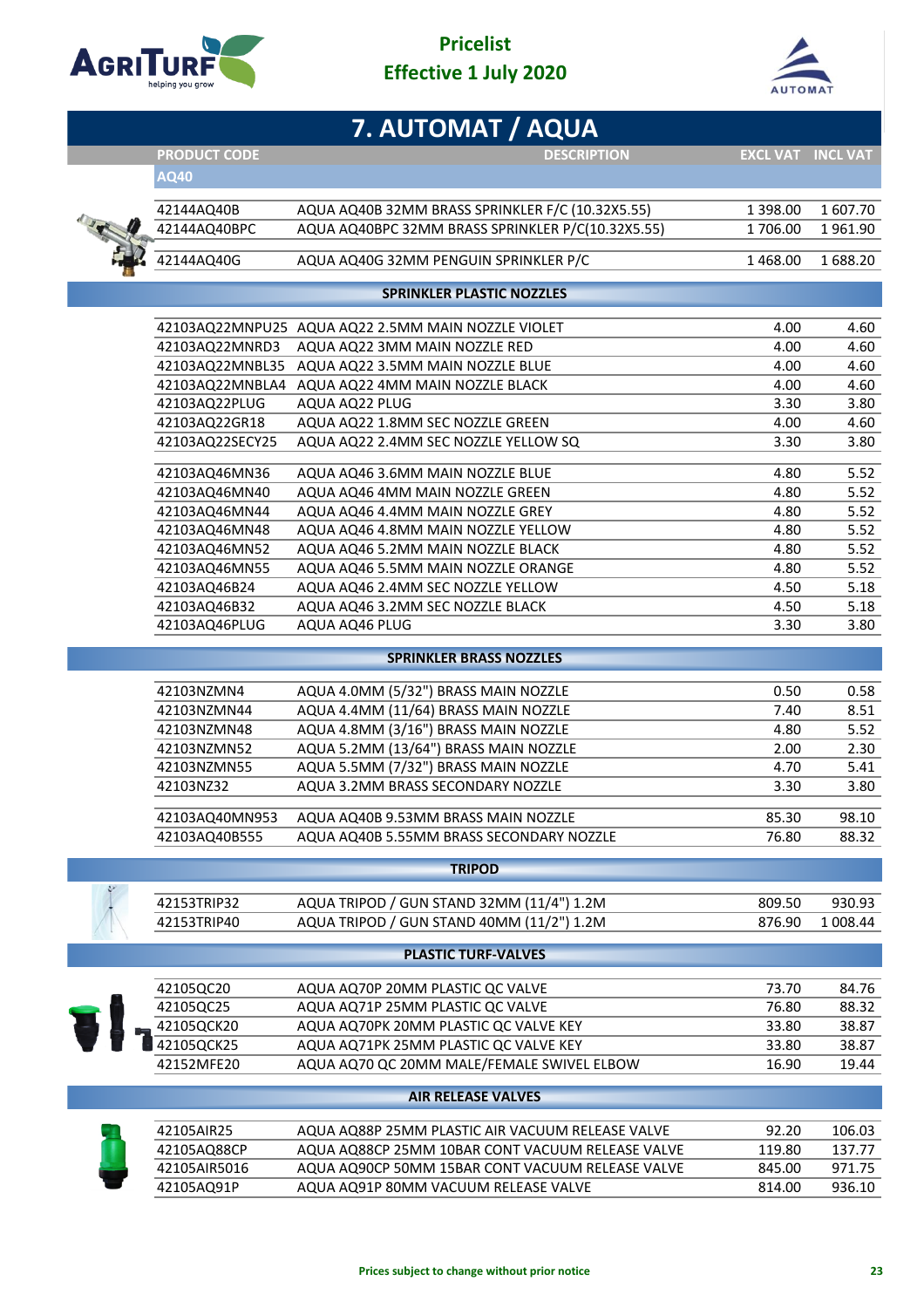# Pricelist
## Effective 1 July 2020

# 7. AUTOMAT / AQUA

| PRODUCT CODE | DESCRIPTION | EXCL VAT | INCL VAT |
|---|---|---|---|
| **AQ40** | | | |
| 42144AQ40B | AQUA AQ40B 32MM BRASS SPRINKLER F/C (10.32X5.55) | 1 398.00 | 1 607.70 |
| 42144AQ40BPC | AQUA AQ40BPC 32MM BRASS SPRINKLER P/C(10.32X5.55) | 1 706.00 | 1 961.90 |
| 42144AQ40G | AQUA AQ40G 32MM PENGUIN SPRINKLER P/C | 1 468.00 | 1 688.20 |
| | **SPRINKLER PLASTIC NOZZLES** | | |
| 42103AQ22MNPU25 | AQUA AQ22 2.5MM MAIN NOZZLE VIOLET | 4.00 | 4.60 |
| 42103AQ22MNRD3 | AQUA AQ22 3MM MAIN NOZZLE RED | 4.00 | 4.60 |
| 42103AQ22MNBL35 | AQUA AQ22 3.5MM MAIN NOZZLE BLUE | 4.00 | 4.60 |
| 42103AQ22MNBLA4 | AQUA AQ22 4MM MAIN NOZZLE BLACK | 4.00 | 4.60 |
| 42103AQ22PLUG | AQUA AQ22 PLUG | 3.30 | 3.80 |
| 42103AQ22GR18 | AQUA AQ22 1.8MM SEC NOZZLE GREEN | 4.00 | 4.60 |
| 42103AQ22SECY25 | AQUA AQ22 2.4MM SEC NOZZLE YELLOW SQ | 3.30 | 3.80 |
| 42103AQ46MN36 | AQUA AQ46 3.6MM MAIN NOZZLE BLUE | 4.80 | 5.52 |
| 42103AQ46MN40 | AQUA AQ46 4MM MAIN NOZZLE GREEN | 4.80 | 5.52 |
| 42103AQ46MN44 | AQUA AQ46 4.4MM MAIN NOZZLE GREY | 4.80 | 5.52 |
| 42103AQ46MN48 | AQUA AQ46 4.8MM MAIN NOZZLE YELLOW | 4.80 | 5.52 |
| 42103AQ46MN52 | AQUA AQ46 5.2MM MAIN NOZZLE BLACK | 4.80 | 5.52 |
| 42103AQ46MN55 | AQUA AQ46 5.5MM MAIN NOZZLE ORANGE | 4.80 | 5.52 |
| 42103AQ46B24 | AQUA AQ46 2.4MM SEC NOZZLE YELLOW | 4.50 | 5.18 |
| 42103AQ46B32 | AQUA AQ46 3.2MM SEC NOZZLE BLACK | 4.50 | 5.18 |
| 42103AQ46PLUG | AQUA AQ46 PLUG | 3.30 | 3.80 |
| | **SPRINKLER BRASS NOZZLES** | | |
| 42103NZMN4 | AQUA 4.0MM (5/32") BRASS MAIN NOZZLE | 0.50 | 0.58 |
| 42103NZMN44 | AQUA 4.4MM (11/64) BRASS MAIN NOZZLE | 7.40 | 8.51 |
| 42103NZMN48 | AQUA 4.8MM (3/16") BRASS MAIN NOZZLE | 4.80 | 5.52 |
| 42103NZMN52 | AQUA 5.2MM (13/64") BRASS MAIN NOZZLE | 2.00 | 2.30 |
| 42103NZMN55 | AQUA 5.5MM (7/32") BRASS MAIN NOZZLE | 4.70 | 5.41 |
| 42103NZ32 | AQUA 3.2MM BRASS SECONDARY NOZZLE | 3.30 | 3.80 |
| 42103AQ40MN953 | AQUA AQ40B 9.53MM BRASS MAIN NOZZLE | 85.30 | 98.10 |
| 42103AQ40B555 | AQUA AQ40B 5.55MM BRASS SECONDARY NOZZLE | 76.80 | 88.32 |
| | **TRIPOD** | | |
| 42153TRIP32 | AQUA TRIPOD / GUN STAND 32MM (11/4") 1.2M | 809.50 | 930.93 |
| 42153TRIP40 | AQUA TRIPOD / GUN STAND 40MM (11/2") 1.2M | 876.90 | 1 008.44 |
| | **PLASTIC TURF-VALVES** | | |
| 42105QC20 | AQUA AQ70P 20MM PLASTIC QC VALVE | 73.70 | 84.76 |
| 42105QC25 | AQUA AQ71P 25MM PLASTIC QC VALVE | 76.80 | 88.32 |
| 42105QCK20 | AQUA AQ70PK 20MM PLASTIC QC VALVE KEY | 33.80 | 38.87 |
| 42105QCK25 | AQUA AQ71PK 25MM PLASTIC QC VALVE KEY | 33.80 | 38.87 |
| 42152MFE20 | AQUA AQ70 QC 20MM MALE/FEMALE SWIVEL ELBOW | 16.90 | 19.44 |
| | **AIR RELEASE VALVES** | | |
| 42105AIR25 | AQUA AQ88P 25MM PLASTIC AIR VACUUM RELEASE VALVE | 92.20 | 106.03 |
| 42105AQ88CP | AQUA AQ88CP 25MM 10BAR CONT VACUUM RELEASE VALVE | 119.80 | 137.77 |
| 42105AIR5016 | AQUA AQ90CP 50MM 15BAR CONT VACUUM RELEASE VALVE | 845.00 | 971.75 |
| 42105AQ91P | AQUA AQ91P 80MM VACUUM RELEASE VALVE | 814.00 | 936.10 |

Prices subject to change without prior notice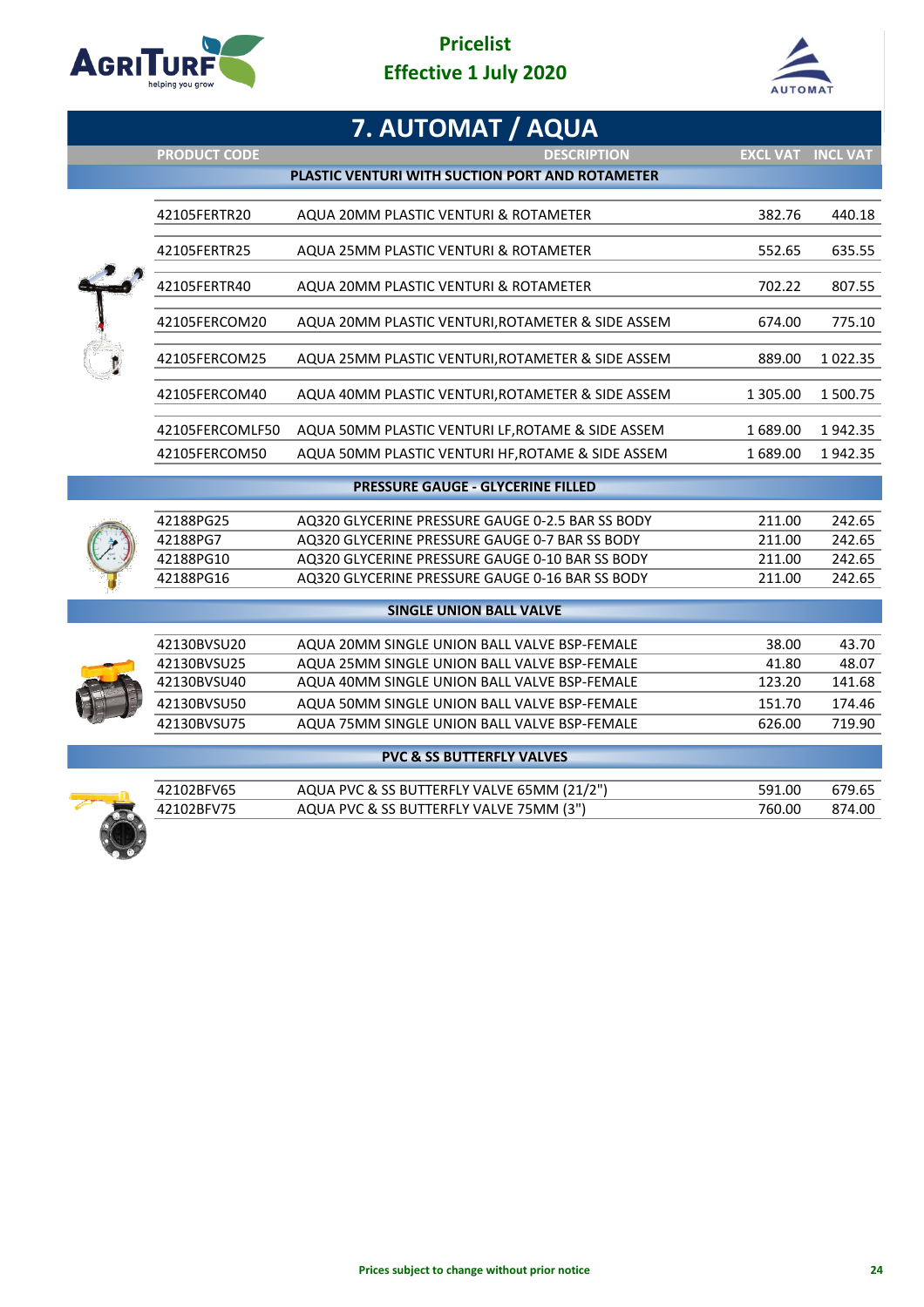# Pricelist

**Effective 1 July 2020**

## 7. AUTOMAT / AQUA

| PRODUCT CODE | DESCRIPTION | EXCL VAT | INCL VAT |
|---|---|---|---|
| | **PLASTIC VENTURI WITH SUCTION PORT AND ROTAMETER** | | |
| 42105FERTR20 | AQUA 20MM PLASTIC VENTURI & ROTAMETER | 382.76 | 440.18 |
| 42105FERTR25 | AQUA 25MM PLASTIC VENTURI & ROTAMETER | 552.65 | 635.55 |
| 42105FERTR40 | AQUA 20MM PLASTIC VENTURI & ROTAMETER | 702.22 | 807.55 |
| 42105FERCOM20 | AQUA 20MM PLASTIC VENTURI,ROTAMETER & SIDE ASSEM | 674.00 | 775.10 |
| 42105FERCOM25 | AQUA 25MM PLASTIC VENTURI,ROTAMETER & SIDE ASSEM | 889.00 | 1 022.35 |
| 42105FERCOM40 | AQUA 40MM PLASTIC VENTURI,ROTAMETER & SIDE ASSEM | 1 305.00 | 1 500.75 |
| 42105FERCOMLF50 | AQUA 50MM PLASTIC VENTURI LF,ROTAME & SIDE ASSEM | 1 689.00 | 1 942.35 |
| 42105FERCOM50 | AQUA 50MM PLASTIC VENTURI HF,ROTAME & SIDE ASSEM | 1 689.00 | 1 942.35 |
| | **PRESSURE GAUGE - GLYCERINE FILLED** | | |
| 42188PG25 | AQ320 GLYCERINE PRESSURE GAUGE 0-2.5 BAR SS BODY | 211.00 | 242.65 |
| 42188PG7 | AQ320 GLYCERINE PRESSURE GAUGE 0-7 BAR SS BODY | 211.00 | 242.65 |
| 42188PG10 | AQ320 GLYCERINE PRESSURE GAUGE 0-10 BAR SS BODY | 211.00 | 242.65 |
| 42188PG16 | AQ320 GLYCERINE PRESSURE GAUGE 0-16 BAR SS BODY | 211.00 | 242.65 |
| | **SINGLE UNION BALL VALVE** | | |
| 42130BVSU20 | AQUA 20MM SINGLE UNION BALL VALVE BSP-FEMALE | 38.00 | 43.70 |
| 42130BVSU25 | AQUA 25MM SINGLE UNION BALL VALVE BSP-FEMALE | 41.80 | 48.07 |
| 42130BVSU40 | AQUA 40MM SINGLE UNION BALL VALVE BSP-FEMALE | 123.20 | 141.68 |
| 42130BVSU50 | AQUA 50MM SINGLE UNION BALL VALVE BSP-FEMALE | 151.70 | 174.46 |
| 42130BVSU75 | AQUA 75MM SINGLE UNION BALL VALVE BSP-FEMALE | 626.00 | 719.90 |
| | **PVC & SS BUTTERFLY VALVES** | | |
| 42102BFV65 | AQUA PVC & SS BUTTERFLY VALVE 65MM (21/2") | 591.00 | 679.65 |
| 42102BFV75 | AQUA PVC & SS BUTTERFLY VALVE 75MM (3") | 760.00 | 874.00 |

Prices subject to change without prior notice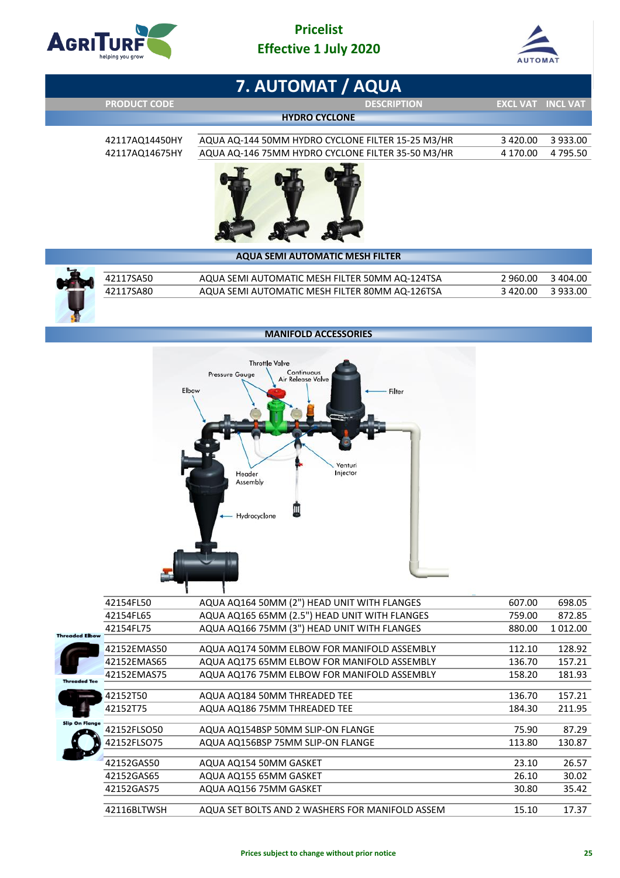Pricelist
Effective 1 July 2020

# 7. AUTOMAT / AQUA

| PRODUCT CODE | DESCRIPTION | EXCL VAT | INCL VAT |
|---|---|---|---|
| | **HYDRO CYCLONE** | | |
| 42117AQ14450HY | AQUA AQ-144 50MM HYDRO CYCLONE FILTER 15-25 M3/HR | 3 420.00 | 3 933.00 |
| 42117AQ14675HY | AQUA AQ-146 75MM HYDRO CYCLONE FILTER 35-50 M3/HR | 4 170.00 | 4 795.50 |
| | **AQUA SEMI AUTOMATIC MESH FILTER** | | |
| 42117SA50 | AQUA SEMI AUTOMATIC MESH FILTER 50MM AQ-124TSA | 2 960.00 | 3 404.00 |
| 42117SA80 | AQUA SEMI AUTOMATIC MESH FILTER 80MM AQ-126TSA | 3 420.00 | 3 933.00 |
| | **MANIFOLD ACCESSORIES** | | |
| 42154FL50 | AQUA AQ164 50MM (2") HEAD UNIT WITH FLANGES | 607.00 | 698.05 |
| 42154FL65 | AQUA AQ165 65MM (2.5") HEAD UNIT WITH FLANGES | 759.00 | 872.85 |
| 42154FL75 | AQUA AQ166 75MM (3") HEAD UNIT WITH FLANGES | 880.00 | 1 012.00 |
| 42152EMAS50 | AQUA AQ174 50MM ELBOW FOR MANIFOLD ASSEMBLY | 112.10 | 128.92 |
| 42152EMAS65 | AQUA AQ175 65MM ELBOW FOR MANIFOLD ASSEMBLY | 136.70 | 157.21 |
| 42152EMAS75 | AQUA AQ176 75MM ELBOW FOR MANIFOLD ASSEMBLY | 158.20 | 181.93 |
| 42152T50 | AQUA AQ184 50MM THREADED TEE | 136.70 | 157.21 |
| 42152T75 | AQUA AQ186 75MM THREADED TEE | 184.30 | 211.95 |
| 42152FLSO50 | AQUA AQ154BSP 50MM SLIP-ON FLANGE | 75.90 | 87.29 |
| 42152FLSO75 | AQUA AQ156BSP 75MM SLIP-ON FLANGE | 113.80 | 130.87 |
| 42152GAS50 | AQUA AQ154 50MM GASKET | 23.10 | 26.57 |
| 42152GAS65 | AQUA AQ155 65MM GASKET | 26.10 | 30.02 |
| 42152GAS75 | AQUA AQ156 75MM GASKET | 30.80 | 35.42 |
| 42116BLTWSH | AQUA SET BOLTS AND 2 WASHERS FOR MANIFOLD ASSEM | 15.10 | 17.37 |

Throttle Valve
Pressure Gauge
Continuous Air Release Valve
Elbow
Filter
Header Assembly
Venturi Injector
Hydrocyclone

Threaded Elbow
Threaded Tee
Slip On Flange

Prices subject to change without prior notice